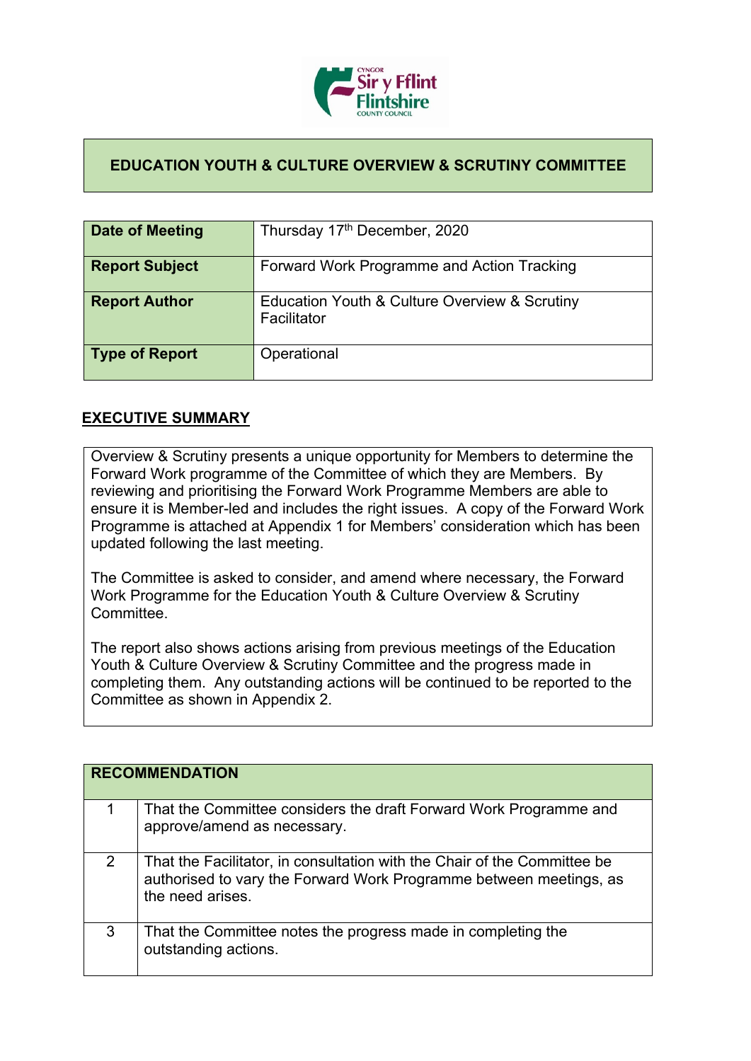# EDUCATION YOUTH & CULTURE OVERVIEW & SCRUTINY COMMITTEE

| | |
|---|---|
| **Date of Meeting** | Thursday 17th December, 2020 |
| **Report Subject** | Forward Work Programme and Action Tracking |
| **Report Author** | Education Youth & Culture Overview & Scrutiny Facilitator |
| **Type of Report** | Operational |

## EXECUTIVE SUMMARY

Overview & Scrutiny presents a unique opportunity for Members to determine the Forward Work programme of the Committee of which they are Members. By reviewing and prioritising the Forward Work Programme Members are able to ensure it is Member-led and includes the right issues. A copy of the Forward Work Programme is attached at Appendix 1 for Members' consideration which has been updated following the last meeting.

The Committee is asked to consider, and amend where necessary, the Forward Work Programme for the Education Youth & Culture Overview & Scrutiny Committee.

The report also shows actions arising from previous meetings of the Education Youth & Culture Overview & Scrutiny Committee and the progress made in completing them. Any outstanding actions will be continued to be reported to the Committee as shown in Appendix 2.

| **RECOMMENDATION** | |
|---|---|
| 1 | That the Committee considers the draft Forward Work Programme and approve/amend as necessary. |
| 2 | That the Facilitator, in consultation with the Chair of the Committee be authorised to vary the Forward Work Programme between meetings, as the need arises. |
| 3 | That the Committee notes the progress made in completing the outstanding actions. |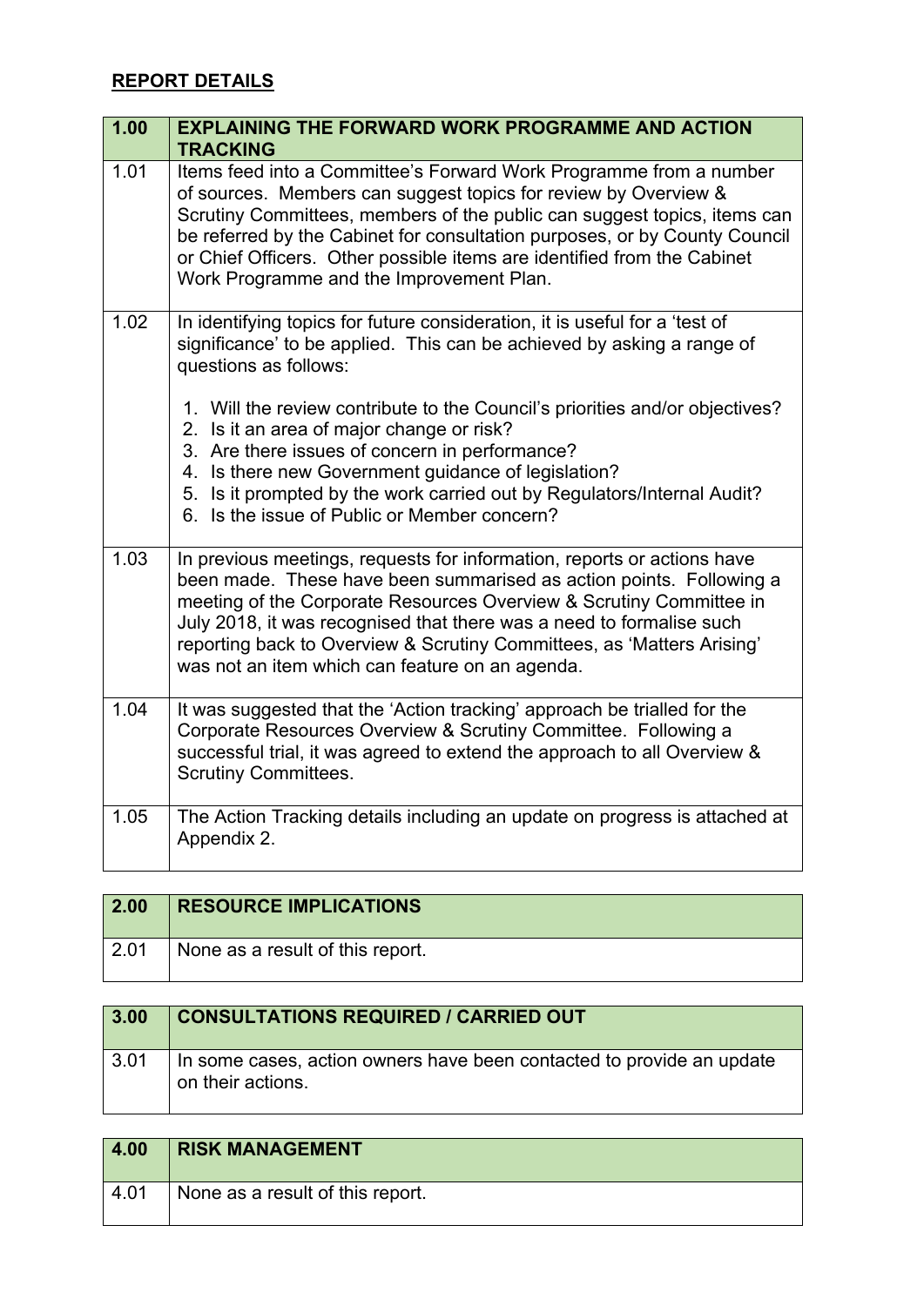**REPORT DETAILS**

| 1.00 | **EXPLAINING THE FORWARD WORK PROGRAMME AND ACTION TRACKING** |
| --- | --- |
| 1.01 | Items feed into a Committee's Forward Work Programme from a number of sources. Members can suggest topics for review by Overview & Scrutiny Committees, members of the public can suggest topics, items can be referred by the Cabinet for consultation purposes, or by County Council or Chief Officers. Other possible items are identified from the Cabinet Work Programme and the Improvement Plan. |
| 1.02 | In identifying topics for future consideration, it is useful for a 'test of significance' to be applied. This can be achieved by asking a range of questions as follows:<br><br>1. Will the review contribute to the Council's priorities and/or objectives?<br>2. Is it an area of major change or risk?<br>3. Are there issues of concern in performance?<br>4. Is there new Government guidance of legislation?<br>5. Is it prompted by the work carried out by Regulators/Internal Audit?<br>6. Is the issue of Public or Member concern? |
| 1.03 | In previous meetings, requests for information, reports or actions have been made. These have been summarised as action points. Following a meeting of the Corporate Resources Overview & Scrutiny Committee in July 2018, it was recognised that there was a need to formalise such reporting back to Overview & Scrutiny Committees, as 'Matters Arising' was not an item which can feature on an agenda. |
| 1.04 | It was suggested that the 'Action tracking' approach be trialled for the Corporate Resources Overview & Scrutiny Committee. Following a successful trial, it was agreed to extend the approach to all Overview & Scrutiny Committees. |
| 1.05 | The Action Tracking details including an update on progress is attached at Appendix 2. |

| 2.00 | **RESOURCE IMPLICATIONS** |
| --- | --- |
| 2.01 | None as a result of this report. |

| 3.00 | **CONSULTATIONS REQUIRED / CARRIED OUT** |
| --- | --- |
| 3.01 | In some cases, action owners have been contacted to provide an update on their actions. |

| 4.00 | **RISK MANAGEMENT** |
| --- | --- |
| 4.01 | None as a result of this report. |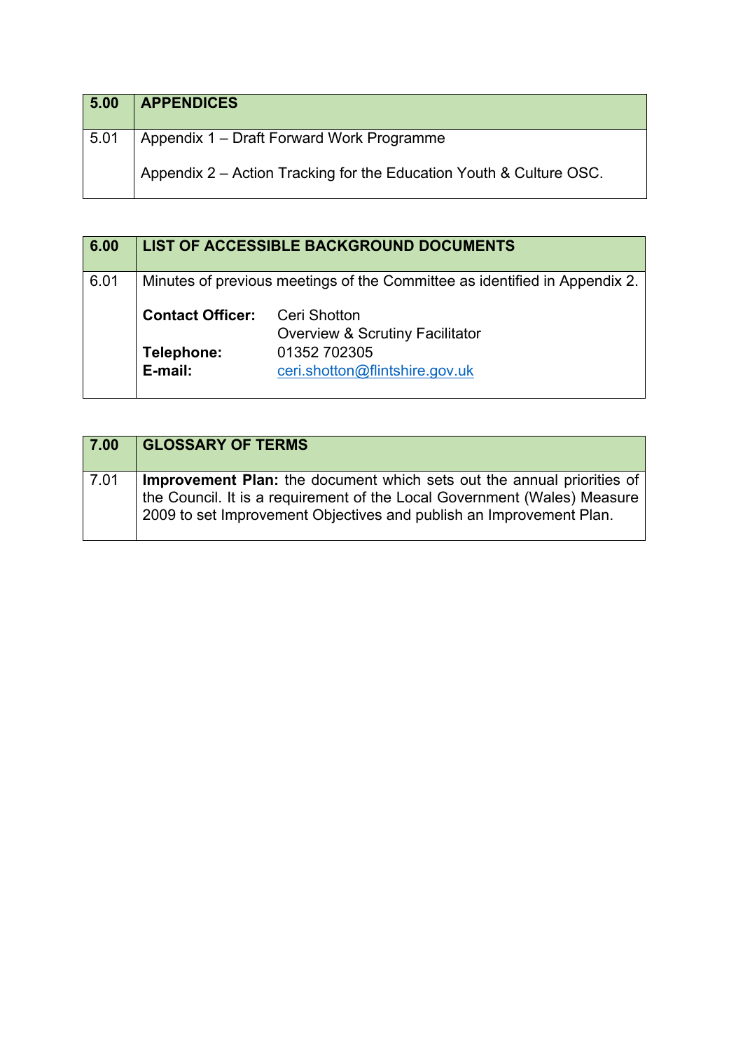| 5.00 | APPENDICES |
|---|---|
| 5.01 | Appendix 1 – Draft Forward Work Programme<br><br>Appendix 2 – Action Tracking for the Education Youth & Culture OSC. |

| 6.00 | LIST OF ACCESSIBLE BACKGROUND DOCUMENTS |
|---|---|
| 6.01 | Minutes of previous meetings of the Committee as identified in Appendix 2.<br><br>**Contact Officer:** Ceri Shotton<br>Overview & Scrutiny Facilitator<br>**Telephone:** 01352 702305<br>**E-mail:** ceri.shotton@flintshire.gov.uk |

| 7.00 | GLOSSARY OF TERMS |
|---|---|
| 7.01 | **Improvement Plan:** the document which sets out the annual priorities of the Council. It is a requirement of the Local Government (Wales) Measure 2009 to set Improvement Objectives and publish an Improvement Plan. |